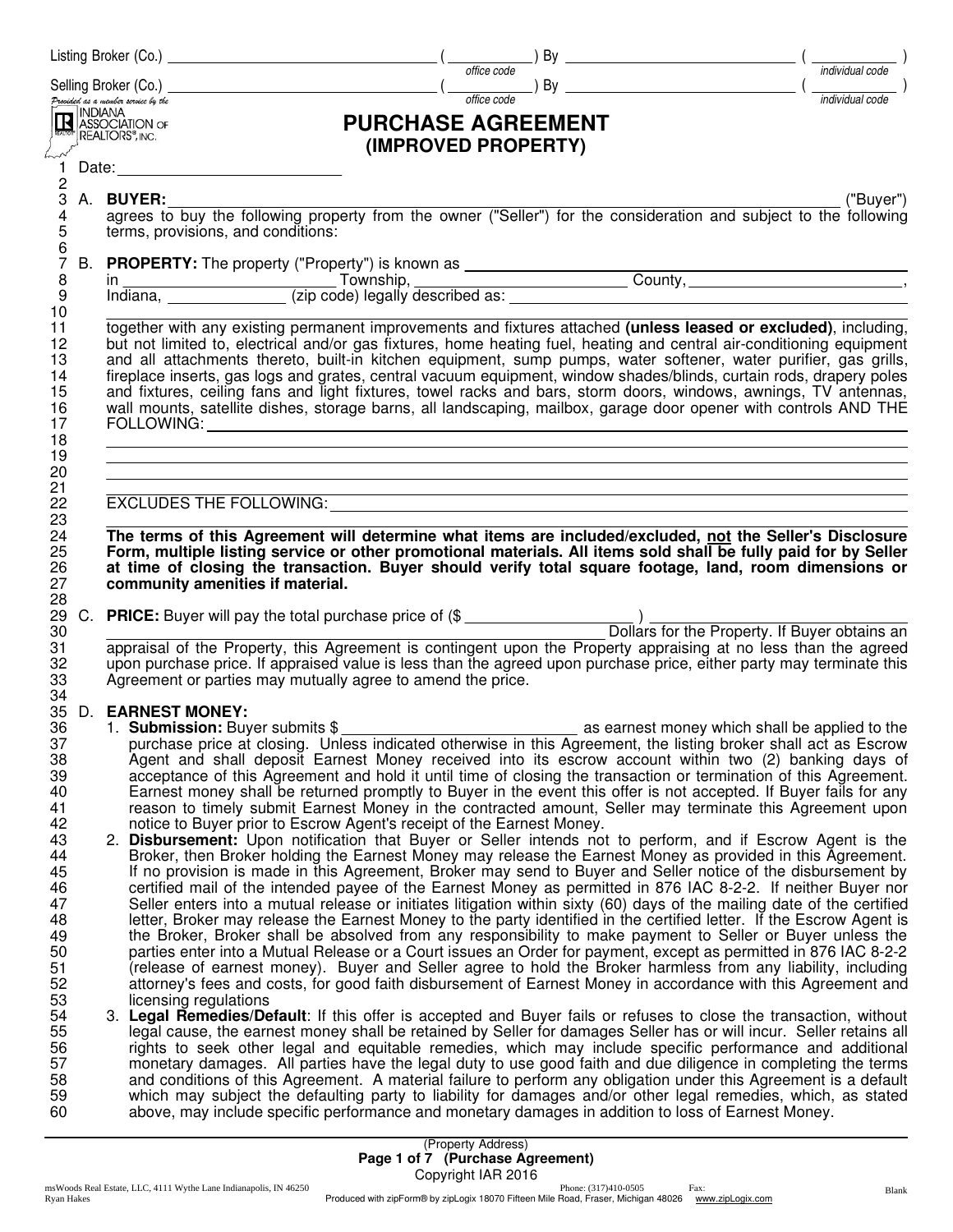Listing Broker (Co.) ______________________ ( __________ ) By ______________________ ( __________ )
office code — individual code

Selling Broker (Co.) ______________________ ( __________ ) By ______________________ ( __________ )
office code — individual code

*Provided as a member service by the* INDIANA ASSOCIATION OF REALTORS®, INC.

# PURCHASE AGREEMENT
## (IMPROVED PROPERTY)

Date: ______________________

A. **BUYER:** ______________________________________________ ("Buyer") agrees to buy the following property from the owner ("Seller") for the consideration and subject to the following terms, provisions, and conditions:

B. **PROPERTY:** The property ("Property") is known as ______________________ in ______________________ Township, ______________________ County, ______________________, Indiana, ______________ (zip code) legally described as: ______________________

______________________________________________

together with any existing permanent improvements and fixtures attached **(unless leased or excluded)**, including, but not limited to, electrical and/or gas fixtures, home heating fuel, heating and central air-conditioning equipment and all attachments thereto, built-in kitchen equipment, sump pumps, water softener, water purifier, gas grills, fireplace inserts, gas logs and grates, central vacuum equipment, window shades/blinds, curtain rods, drapery poles and fixtures, ceiling fans and light fixtures, towel racks and bars, storm doors, windows, awnings, TV antennas, wall mounts, satellite dishes, storage barns, all landscaping, mailbox, garage door opener with controls AND THE FOLLOWING: ______________________

______________________________________________

______________________________________________

EXCLUDES THE FOLLOWING: ______________________

______________________________________________

**The terms of this Agreement will determine what items are included/excluded, not the Seller's Disclosure Form, multiple listing service or other promotional materials. All items sold shall be fully paid for by Seller at time of closing the transaction. Buyer should verify total square footage, land, room dimensions or community amenities if material.**

C. **PRICE:** Buyer will pay the total purchase price of ($ ______________ ) ______________________ Dollars for the Property. If Buyer obtains an appraisal of the Property, this Agreement is contingent upon the Property appraising at no less than the agreed upon purchase price. If appraised value is less than the agreed upon purchase price, either party may terminate this Agreement or parties may mutually agree to amend the price.

D. **EARNEST MONEY:**

1. **Submission:** Buyer submits $ ______________________ as earnest money which shall be applied to the purchase price at closing. Unless indicated otherwise in this Agreement, the listing broker shall act as Escrow Agent and shall deposit Earnest Money received into its escrow account within two (2) banking days of acceptance of this Agreement and hold it until time of closing the transaction or termination of this Agreement. Earnest money shall be returned promptly to Buyer in the event this offer is not accepted. If Buyer fails for any reason to timely submit Earnest Money in the contracted amount, Seller may terminate this Agreement upon notice to Buyer prior to Escrow Agent's receipt of the Earnest Money.
2. **Disbursement:** Upon notification that Buyer or Seller intends not to perform, and if Escrow Agent is the Broker, then Broker holding the Earnest Money may release the Earnest Money as provided in this Agreement. If no provision is made in this Agreement, Broker may send to Buyer and Seller notice of the disbursement by certified mail of the intended payee of the Earnest Money as permitted in 876 IAC 8-2-2. If neither Buyer nor Seller enters into a mutual release or initiates litigation within sixty (60) days of the mailing date of the certified letter, Broker may release the Earnest Money to the party identified in the certified letter. If the Escrow Agent is the Broker, Broker shall be absolved from any responsibility to make payment to Seller or Buyer unless the parties enter into a Mutual Release or a Court issues an Order for payment, except as permitted in 876 IAC 8-2-2 (release of earnest money). Buyer and Seller agree to hold the Broker harmless from any liability, including attorney's fees and costs, for good faith disbursement of Earnest Money in accordance with this Agreement and licensing regulations
3. **Legal Remedies/Default**: If this offer is accepted and Buyer fails or refuses to close the transaction, without legal cause, the earnest money shall be retained by Seller for damages Seller has or will incur. Seller retains all rights to seek other legal and equitable remedies, which may include specific performance and additional monetary damages. All parties have the legal duty to use good faith and due diligence in completing the terms and conditions of this Agreement. A material failure to perform any obligation under this Agreement is a default which may subject the defaulting party to liability for damages and/or other legal remedies, which, as stated above, may include specific performance and monetary damages in addition to loss of Earnest Money.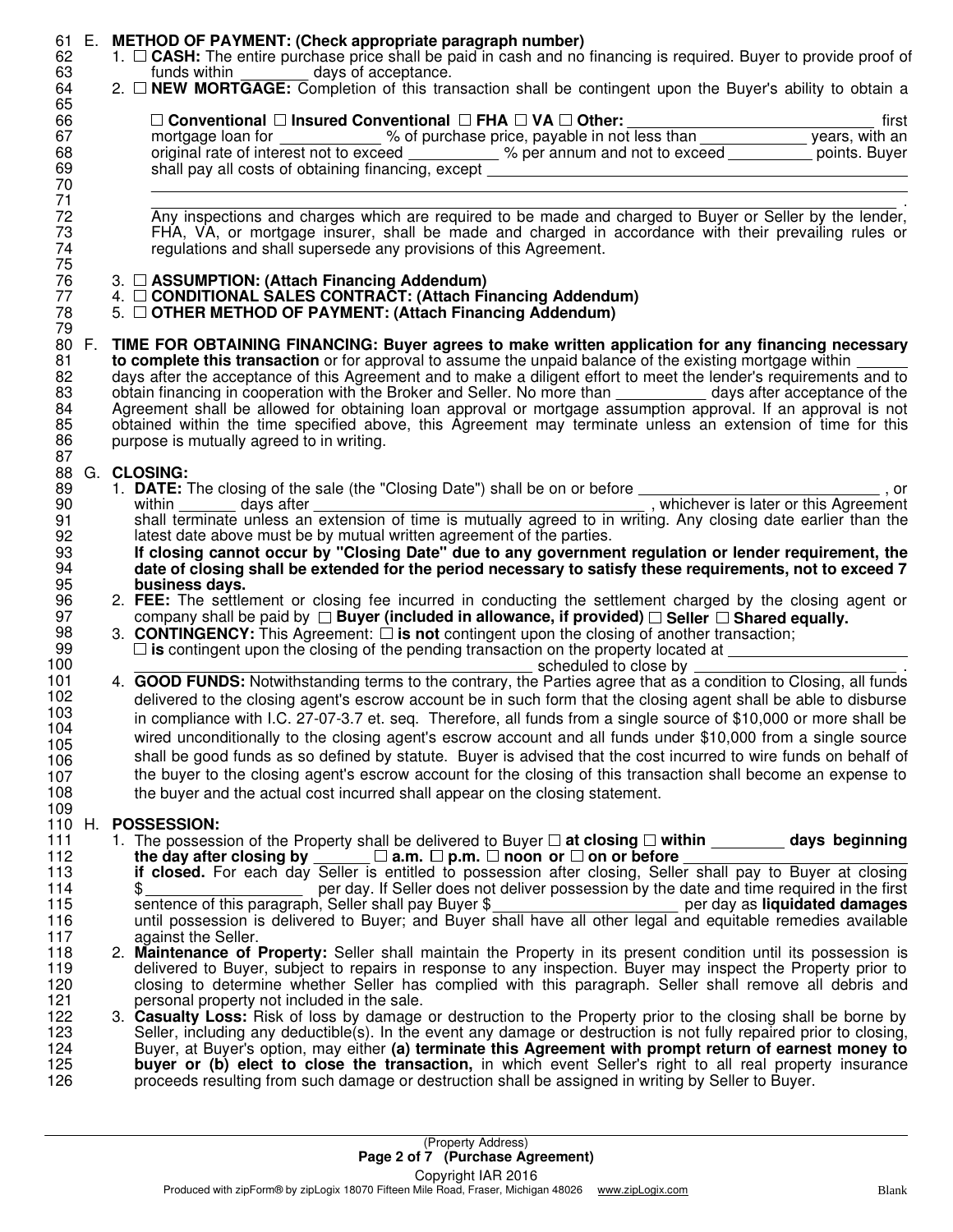E. **METHOD OF PAYMENT: (Check appropriate paragraph number)**

1. ☐ **CASH:** The entire purchase price shall be paid in cash and no financing is required. Buyer to provide proof of funds within ________ days of acceptance.
2. ☐ **NEW MORTGAGE:** Completion of this transaction shall be contingent upon the Buyer's ability to obtain a

   ☐ **Conventional** ☐ **Insured Conventional** ☐ **FHA** ☐ **VA** ☐ **Other:** ______________________________ first mortgage loan for ____________ % of purchase price, payable in not less than ____________ years, with an original rate of interest not to exceed __________ % per annum and not to exceed __________ points. Buyer shall pay all costs of obtaining financing, except ______________________________________________

   ________________________________________________________________________________________________ .

   Any inspections and charges which are required to be made and charged to Buyer or Seller by the lender, FHA, VA, or mortgage insurer, shall be made and charged in accordance with their prevailing rules or regulations and shall supersede any provisions of this Agreement.

3. ☐ **ASSUMPTION: (Attach Financing Addendum)**
4. ☐ **CONDITIONAL SALES CONTRACT: (Attach Financing Addendum)**
5. ☐ **OTHER METHOD OF PAYMENT: (Attach Financing Addendum)**

F. **TIME FOR OBTAINING FINANCING: Buyer agrees to make written application for any financing necessary to complete this transaction** or for approval to assume the unpaid balance of the existing mortgage within ______ days after the acceptance of this Agreement and to make a diligent effort to meet the lender's requirements and to obtain financing in cooperation with the Broker and Seller. No more than __________ days after acceptance of the Agreement shall be allowed for obtaining loan approval or mortgage assumption approval. If an approval is not obtained within the time specified above, this Agreement may terminate unless an extension of time for this purpose is mutually agreed to in writing.

G. **CLOSING:**

1. **DATE:** The closing of the sale (the "Closing Date") shall be on or before ______________________________ , or within _______ days after ______________________________________ , whichever is later or this Agreement shall terminate unless an extension of time is mutually agreed to in writing. Any closing date earlier than the latest date above must be by mutual written agreement of the parties.
   **If closing cannot occur by "Closing Date" due to any government regulation or lender requirement, the date of closing shall be extended for the period necessary to satisfy these requirements, not to exceed 7 business days.**
2. **FEE:** The settlement or closing fee incurred in conducting the settlement charged by the closing agent or company shall be paid by ☐ **Buyer (included in allowance, if provided)** ☐ **Seller** ☐ **Shared equally.**
3. **CONTINGENCY:** This Agreement: ☐ **is not** contingent upon the closing of another transaction;
   ☐ **is** contingent upon the closing of the pending transaction on the property located at ______________________
   ________________________________________________ scheduled to close by ______________________ .
4. **GOOD FUNDS:** Notwithstanding terms to the contrary, the Parties agree that as a condition to Closing, all funds delivered to the closing agent's escrow account be in such form that the closing agent shall be able to disburse in compliance with I.C. 27-07-3.7 et. seq. Therefore, all funds from a single source of $10,000 or more shall be wired unconditionally to the closing agent's escrow account and all funds under $10,000 from a single source shall be good funds as so defined by statute. Buyer is advised that the cost incurred to wire funds on behalf of the buyer to the closing agent's escrow account for the closing of this transaction shall become an expense to the buyer and the actual cost incurred shall appear on the closing statement.

H. **POSSESSION:**

1. The possession of the Property shall be delivered to Buyer ☐ **at closing** ☐ **within** ________ **days beginning the day after closing by** _______ ☐ **a.m.** ☐ **p.m.** ☐ **noon or** ☐ **on or before** ________________________ **if closed.** For each day Seller is entitled to possession after closing, Seller shall pay to Buyer at closing $__________________ per day. If Seller does not deliver possession by the date and time required in the first sentence of this paragraph, Seller shall pay Buyer $______________________ per day as **liquidated damages** until possession is delivered to Buyer; and Buyer shall have all other legal and equitable remedies available against the Seller.
2. **Maintenance of Property:** Seller shall maintain the Property in its present condition until its possession is delivered to Buyer, subject to repairs in response to any inspection. Buyer may inspect the Property prior to closing to determine whether Seller has complied with this paragraph. Seller shall remove all debris and personal property not included in the sale.
3. **Casualty Loss:** Risk of loss by damage or destruction to the Property prior to the closing shall be borne by Seller, including any deductible(s). In the event any damage or destruction is not fully repaired prior to closing, Buyer, at Buyer's option, may either **(a) terminate this Agreement with prompt return of earnest money to buyer or (b) elect to close the transaction,** in which event Seller's right to all real property insurance proceeds resulting from such damage or destruction shall be assigned in writing by Seller to Buyer.

(Property Address)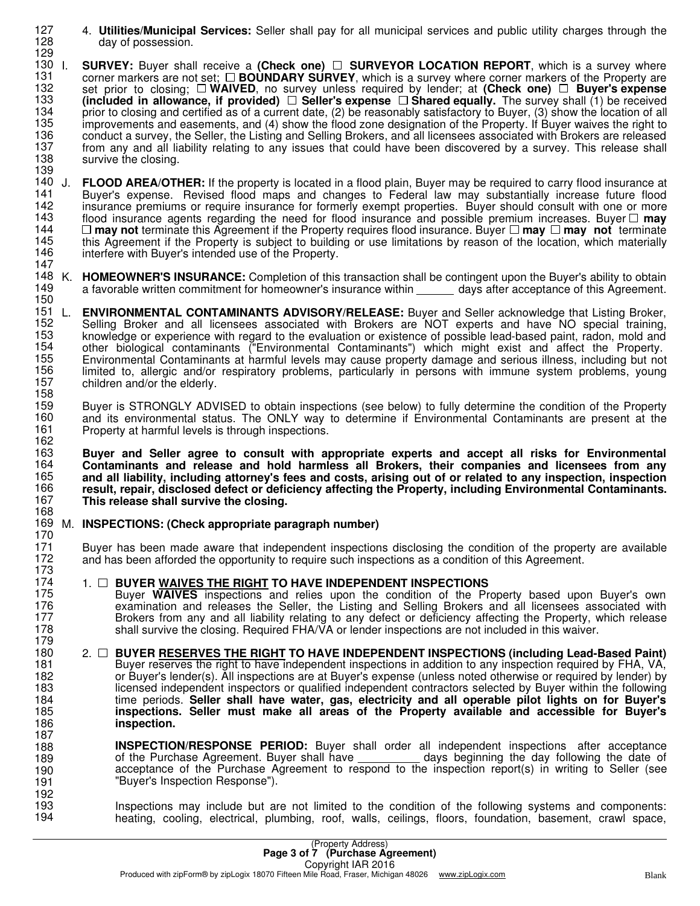4. **Utilities/Municipal Services:** Seller shall pay for all municipal services and public utility charges through the day of possession.

I. **SURVEY:** Buyer shall receive a **(Check one)** ☐ **SURVEYOR LOCATION REPORT**, which is a survey where corner markers are not set; ☐ **BOUNDARY SURVEY**, which is a survey where corner markers of the Property are set prior to closing; ☐ **WAIVED**, no survey unless required by lender; at **(Check one)** ☐ **Buyer's expense (included in allowance, if provided)** ☐ **Seller's expense** ☐ **Shared equally.** The survey shall (1) be received prior to closing and certified as of a current date, (2) be reasonably satisfactory to Buyer, (3) show the location of all improvements and easements, and (4) show the flood zone designation of the Property. If Buyer waives the right to conduct a survey, the Seller, the Listing and Selling Brokers, and all licensees associated with Brokers are released from any and all liability relating to any issues that could have been discovered by a survey. This release shall survive the closing.

J. **FLOOD AREA/OTHER:** If the property is located in a flood plain, Buyer may be required to carry flood insurance at Buyer's expense. Revised flood maps and changes to Federal law may substantially increase future flood insurance premiums or require insurance for formerly exempt properties. Buyer should consult with one or more flood insurance agents regarding the need for flood insurance and possible premium increases. Buyer ☐ **may** ☐ **may not** terminate this Agreement if the Property requires flood insurance. Buyer ☐ **may** ☐ **may not** terminate this Agreement if the Property is subject to building or use limitations by reason of the location, which materially interfere with Buyer's intended use of the Property.

K. **HOMEOWNER'S INSURANCE:** Completion of this transaction shall be contingent upon the Buyer's ability to obtain a favorable written commitment for homeowner's insurance within ______ days after acceptance of this Agreement.

L. **ENVIRONMENTAL CONTAMINANTS ADVISORY/RELEASE:** Buyer and Seller acknowledge that Listing Broker, Selling Broker and all licensees associated with Brokers are NOT experts and have NO special training, knowledge or experience with regard to the evaluation or existence of possible lead-based paint, radon, mold and other biological contaminants ("Environmental Contaminants") which might exist and affect the Property. Environmental Contaminants at harmful levels may cause property damage and serious illness, including but not limited to, allergic and/or respiratory problems, particularly in persons with immune system problems, young children and/or the elderly.

Buyer is STRONGLY ADVISED to obtain inspections (see below) to fully determine the condition of the Property and its environmental status. The ONLY way to determine if Environmental Contaminants are present at the Property at harmful levels is through inspections.

**Buyer and Seller agree to consult with appropriate experts and accept all risks for Environmental Contaminants and release and hold harmless all Brokers, their companies and licensees from any and all liability, including attorney's fees and costs, arising out of or related to any inspection, inspection result, repair, disclosed defect or deficiency affecting the Property, including Environmental Contaminants. This release shall survive the closing.**

M. **INSPECTIONS: (Check appropriate paragraph number)**

Buyer has been made aware that independent inspections disclosing the condition of the property are available and has been afforded the opportunity to require such inspections as a condition of this Agreement.

1. ☐ **BUYER WAIVES THE RIGHT TO HAVE INDEPENDENT INSPECTIONS**
   Buyer **WAIVES** inspections and relies upon the condition of the Property based upon Buyer's own examination and releases the Seller, the Listing and Selling Brokers and all licensees associated with Brokers from any and all liability relating to any defect or deficiency affecting the Property, which release shall survive the closing. Required FHA/VA or lender inspections are not included in this waiver.

2. ☐ **BUYER RESERVES THE RIGHT TO HAVE INDEPENDENT INSPECTIONS (including Lead-Based Paint)**
   Buyer reserves the right to have independent inspections in addition to any inspection required by FHA, VA, or Buyer's lender(s). All inspections are at Buyer's expense (unless noted otherwise or required by lender) by licensed independent inspectors or qualified independent contractors selected by Buyer within the following time periods. **Seller shall have water, gas, electricity and all operable pilot lights on for Buyer's inspections. Seller must make all areas of the Property available and accessible for Buyer's inspection.**

   **INSPECTION/RESPONSE PERIOD:** Buyer shall order all independent inspections after acceptance of the Purchase Agreement. Buyer shall have __________ days beginning the day following the date of acceptance of the Purchase Agreement to respond to the inspection report(s) in writing to Seller (see "Buyer's Inspection Response").

   Inspections may include but are not limited to the condition of the following systems and components: heating, cooling, electrical, plumbing, roof, walls, ceilings, floors, foundation, basement, crawl space,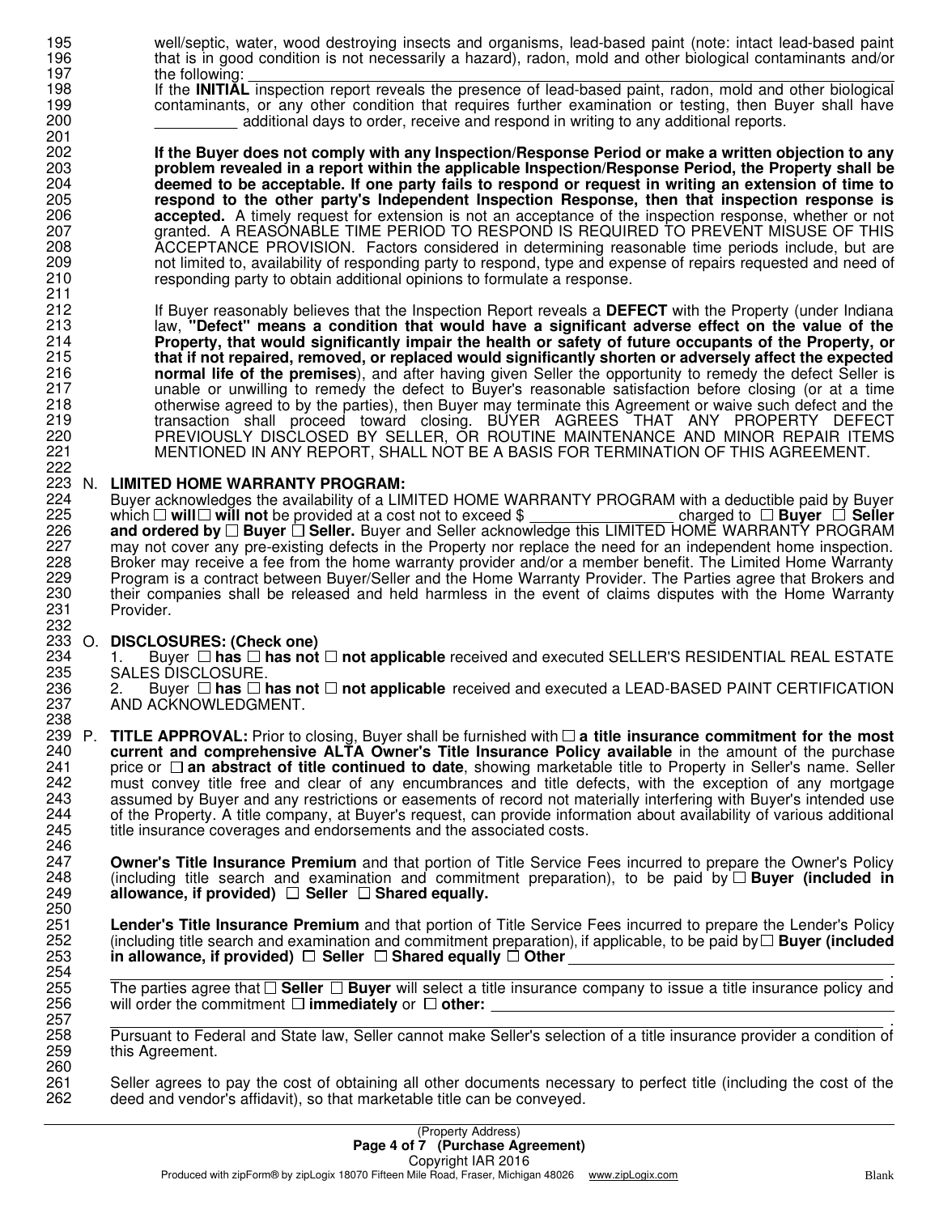well/septic, water, wood destroying insects and organisms, lead-based paint (note: intact lead-based paint that is in good condition is not necessarily a hazard), radon, mold and other biological contaminants and/or the following: ___________________________________________

If the **INITIAL** inspection report reveals the presence of lead-based paint, radon, mold and other biological contaminants, or any other condition that requires further examination or testing, then Buyer shall have __________ additional days to order, receive and respond in writing to any additional reports.

**If the Buyer does not comply with any Inspection/Response Period or make a written objection to any problem revealed in a report within the applicable Inspection/Response Period, the Property shall be deemed to be acceptable. If one party fails to respond or request in writing an extension of time to respond to the other party's Independent Inspection Response, then that inspection response is accepted.** A timely request for extension is not an acceptance of the inspection response, whether or not granted. A REASONABLE TIME PERIOD TO RESPOND IS REQUIRED TO PREVENT MISUSE OF THIS ACCEPTANCE PROVISION. Factors considered in determining reasonable time periods include, but are not limited to, availability of responding party to respond, type and expense of repairs requested and need of responding party to obtain additional opinions to formulate a response.

If Buyer reasonably believes that the Inspection Report reveals a **DEFECT** with the Property (under Indiana law, **"Defect" means a condition that would have a significant adverse effect on the value of the Property, that would significantly impair the health or safety of future occupants of the Property, or that if not repaired, removed, or replaced would significantly shorten or adversely affect the expected normal life of the premises**), and after having given Seller the opportunity to remedy the defect Seller is unable or unwilling to remedy the defect to Buyer's reasonable satisfaction before closing (or at a time otherwise agreed to by the parties), then Buyer may terminate this Agreement or waive such defect and the transaction shall proceed toward closing. BUYER AGREES THAT ANY PROPERTY DEFECT PREVIOUSLY DISCLOSED BY SELLER, OR ROUTINE MAINTENANCE AND MINOR REPAIR ITEMS MENTIONED IN ANY REPORT, SHALL NOT BE A BASIS FOR TERMINATION OF THIS AGREEMENT.

N. **LIMITED HOME WARRANTY PROGRAM:**

Buyer acknowledges the availability of a LIMITED HOME WARRANTY PROGRAM with a deductible paid by Buyer which ☐ **will** ☐ **will not** be provided at a cost not to exceed $ _________________ charged to ☐ **Buyer** ☐ **Seller and ordered by** ☐ **Buyer** ☐ **Seller.** Buyer and Seller acknowledge this LIMITED HOME WARRANTY PROGRAM may not cover any pre-existing defects in the Property nor replace the need for an independent home inspection. Broker may receive a fee from the home warranty provider and/or a member benefit. The Limited Home Warranty Program is a contract between Buyer/Seller and the Home Warranty Provider. The Parties agree that Brokers and their companies shall be released and held harmless in the event of claims disputes with the Home Warranty Provider.

O. **DISCLOSURES: (Check one)**

1. Buyer ☐ **has** ☐ **has not** ☐ **not applicable** received and executed SELLER'S RESIDENTIAL REAL ESTATE SALES DISCLOSURE.
2. Buyer ☐ **has** ☐ **has not** ☐ **not applicable** received and executed a LEAD-BASED PAINT CERTIFICATION AND ACKNOWLEDGMENT.

P. **TITLE APPROVAL:** Prior to closing, Buyer shall be furnished with ☐ **a title insurance commitment for the most current and comprehensive ALTA Owner's Title Insurance Policy available** in the amount of the purchase price or ☐ **an abstract of title continued to date**, showing marketable title to Property in Seller's name. Seller must convey title free and clear of any encumbrances and title defects, with the exception of any mortgage assumed by Buyer and any restrictions or easements of record not materially interfering with Buyer's intended use of the Property. A title company, at Buyer's request, can provide information about availability of various additional title insurance coverages and endorsements and the associated costs.

**Owner's Title Insurance Premium** and that portion of Title Service Fees incurred to prepare the Owner's Policy (including title search and examination and commitment preparation), to be paid by ☐ **Buyer (included in allowance, if provided)** ☐ **Seller** ☐ **Shared equally.**

**Lender's Title Insurance Premium** and that portion of Title Service Fees incurred to prepare the Lender's Policy (including title search and examination and commitment preparation), if applicable, to be paid by ☐ **Buyer (included in allowance, if provided)** ☐ **Seller** ☐ **Shared equally** ☐ **Other** ___________________________________________
___________________________________________________________________________________ .

The parties agree that ☐ **Seller** ☐ **Buyer** will select a title insurance company to issue a title insurance policy and will order the commitment ☐ **immediately** or ☐ **other:** ___________________________________________
___________________________________________________________________________________ .

Pursuant to Federal and State law, Seller cannot make Seller's selection of a title insurance provider a condition of this Agreement.

Seller agrees to pay the cost of obtaining all other documents necessary to perfect title (including the cost of the deed and vendor's affidavit), so that marketable title can be conveyed.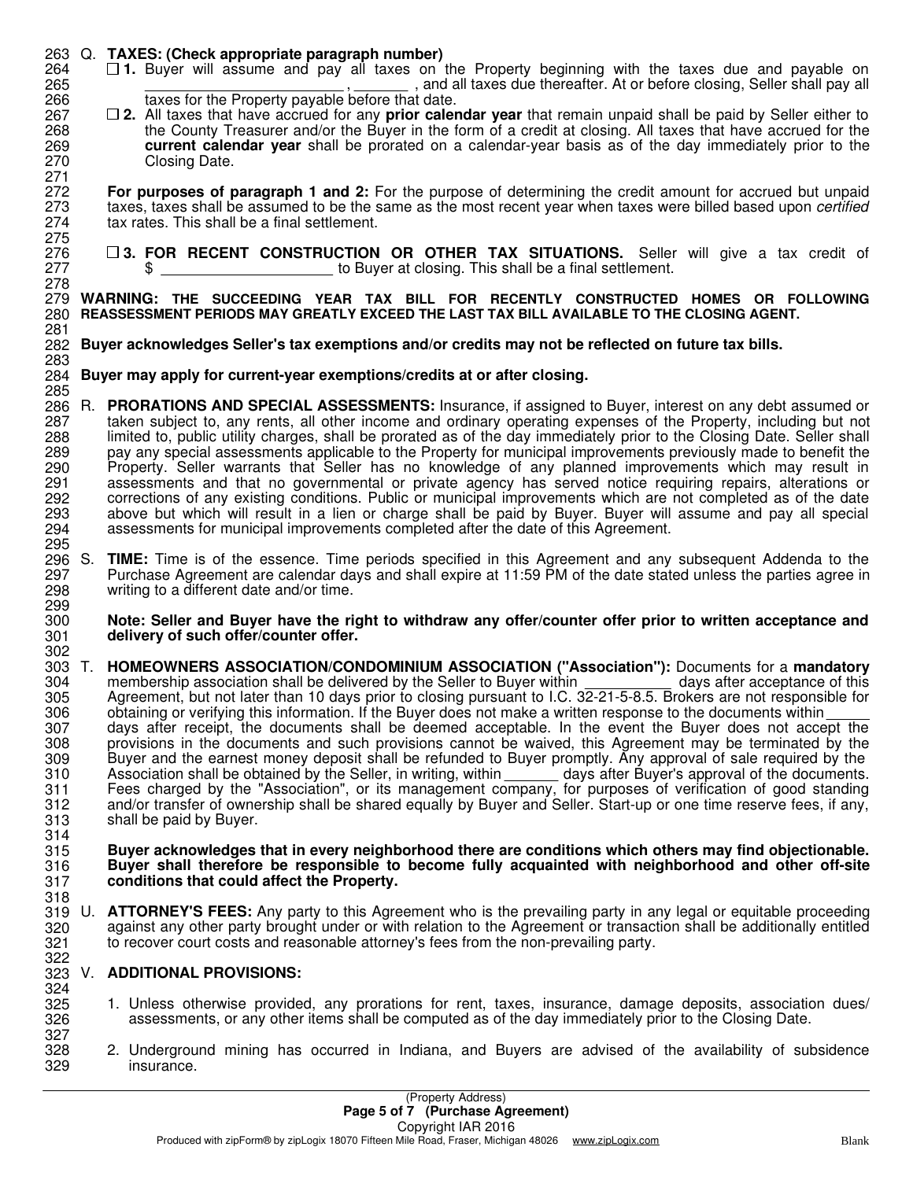Q. **TAXES: (Check appropriate paragraph number)**

☐ **1.** Buyer will assume and pay all taxes on the Property beginning with the taxes due and payable on ________________________ , _______ , and all taxes due thereafter. At or before closing, Seller shall pay all taxes for the Property payable before that date.

☐ **2.** All taxes that have accrued for any **prior calendar year** that remain unpaid shall be paid by Seller either to the County Treasurer and/or the Buyer in the form of a credit at closing. All taxes that have accrued for the **current calendar year** shall be prorated on a calendar-year basis as of the day immediately prior to the Closing Date.

**For purposes of paragraph 1 and 2:** For the purpose of determining the credit amount for accrued but unpaid taxes, taxes shall be assumed to be the same as the most recent year when taxes were billed based upon *certified* tax rates. This shall be a final settlement.

☐ **3. FOR RECENT CONSTRUCTION OR OTHER TAX SITUATIONS.** Seller will give a tax credit of $ ______________________ to Buyer at closing. This shall be a final settlement.

**WARNING: THE SUCCEEDING YEAR TAX BILL FOR RECENTLY CONSTRUCTED HOMES OR FOLLOWING REASSESSMENT PERIODS MAY GREATLY EXCEED THE LAST TAX BILL AVAILABLE TO THE CLOSING AGENT.**

**Buyer acknowledges Seller's tax exemptions and/or credits may not be reflected on future tax bills.**

**Buyer may apply for current-year exemptions/credits at or after closing.**

R. **PRORATIONS AND SPECIAL ASSESSMENTS:** Insurance, if assigned to Buyer, interest on any debt assumed or taken subject to, any rents, all other income and ordinary operating expenses of the Property, including but not limited to, public utility charges, shall be prorated as of the day immediately prior to the Closing Date. Seller shall pay any special assessments applicable to the Property for municipal improvements previously made to benefit the Property. Seller warrants that Seller has no knowledge of any planned improvements which may result in assessments and that no governmental or private agency has served notice requiring repairs, alterations or corrections of any existing conditions. Public or municipal improvements which are not completed as of the date above but which will result in a lien or charge shall be paid by Buyer. Buyer will assume and pay all special assessments for municipal improvements completed after the date of this Agreement.

S. **TIME:** Time is of the essence. Time periods specified in this Agreement and any subsequent Addenda to the Purchase Agreement are calendar days and shall expire at 11:59 PM of the date stated unless the parties agree in writing to a different date and/or time.

**Note: Seller and Buyer have the right to withdraw any offer/counter offer prior to written acceptance and delivery of such offer/counter offer.**

T. **HOMEOWNERS ASSOCIATION/CONDOMINIUM ASSOCIATION ("Association"):** Documents for a **mandatory** membership association shall be delivered by the Seller to Buyer within ___________ days after acceptance of this Agreement, but not later than 10 days prior to closing pursuant to I.C. 32-21-5-8.5. Brokers are not responsible for obtaining or verifying this information. If the Buyer does not make a written response to the documents within _____ days after receipt, the documents shall be deemed acceptable. In the event the Buyer does not accept the provisions in the documents and such provisions cannot be waived, this Agreement may be terminated by the Buyer and the earnest money deposit shall be refunded to Buyer promptly. Any approval of sale required by the Association shall be obtained by the Seller, in writing, within _______ days after Buyer's approval of the documents. Fees charged by the "Association", or its management company, for purposes of verification of good standing and/or transfer of ownership shall be shared equally by Buyer and Seller. Start-up or one time reserve fees, if any, shall be paid by Buyer.

**Buyer acknowledges that in every neighborhood there are conditions which others may find objectionable. Buyer shall therefore be responsible to become fully acquainted with neighborhood and other off-site conditions that could affect the Property.**

U. **ATTORNEY'S FEES:** Any party to this Agreement who is the prevailing party in any legal or equitable proceeding against any other party brought under or with relation to the Agreement or transaction shall be additionally entitled to recover court costs and reasonable attorney's fees from the non-prevailing party.

V. **ADDITIONAL PROVISIONS:**

1. Unless otherwise provided, any prorations for rent, taxes, insurance, damage deposits, association dues/ assessments, or any other items shall be computed as of the day immediately prior to the Closing Date.

2. Underground mining has occurred in Indiana, and Buyers are advised of the availability of subsidence insurance.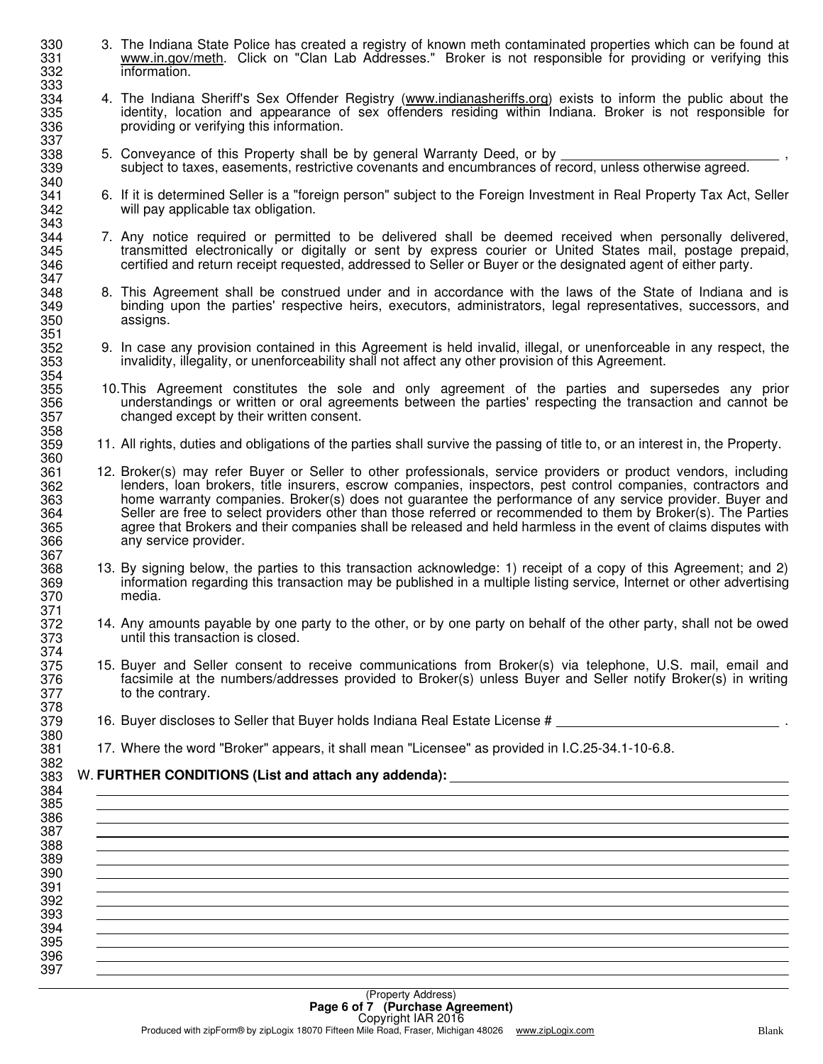3. The Indiana State Police has created a registry of known meth contaminated properties which can be found at www.in.gov/meth. Click on "Clan Lab Addresses." Broker is not responsible for providing or verifying this information.

4. The Indiana Sheriff's Sex Offender Registry (www.indianasheriffs.org) exists to inform the public about the identity, location and appearance of sex offenders residing within Indiana. Broker is not responsible for providing or verifying this information.

5. Conveyance of this Property shall be by general Warranty Deed, or by ______________________________ , subject to taxes, easements, restrictive covenants and encumbrances of record, unless otherwise agreed.

6. If it is determined Seller is a "foreign person" subject to the Foreign Investment in Real Property Tax Act, Seller will pay applicable tax obligation.

7. Any notice required or permitted to be delivered shall be deemed received when personally delivered, transmitted electronically or digitally or sent by express courier or United States mail, postage prepaid, certified and return receipt requested, addressed to Seller or Buyer or the designated agent of either party.

8. This Agreement shall be construed under and in accordance with the laws of the State of Indiana and is binding upon the parties' respective heirs, executors, administrators, legal representatives, successors, and assigns.

9. In case any provision contained in this Agreement is held invalid, illegal, or unenforceable in any respect, the invalidity, illegality, or unenforceability shall not affect any other provision of this Agreement.

10. This Agreement constitutes the sole and only agreement of the parties and supersedes any prior understandings or written or oral agreements between the parties' respecting the transaction and cannot be changed except by their written consent.

11. All rights, duties and obligations of the parties shall survive the passing of title to, or an interest in, the Property.

12. Broker(s) may refer Buyer or Seller to other professionals, service providers or product vendors, including lenders, loan brokers, title insurers, escrow companies, inspectors, pest control companies, contractors and home warranty companies. Broker(s) does not guarantee the performance of any service provider. Buyer and Seller are free to select providers other than those referred or recommended to them by Broker(s). The Parties agree that Brokers and their companies shall be released and held harmless in the event of claims disputes with any service provider.

13. By signing below, the parties to this transaction acknowledge: 1) receipt of a copy of this Agreement; and 2) information regarding this transaction may be published in a multiple listing service, Internet or other advertising media.

14. Any amounts payable by one party to the other, or by one party on behalf of the other party, shall not be owed until this transaction is closed.

15. Buyer and Seller consent to receive communications from Broker(s) via telephone, U.S. mail, email and facsimile at the numbers/addresses provided to Broker(s) unless Buyer and Seller notify Broker(s) in writing to the contrary.

16. Buyer discloses to Seller that Buyer holds Indiana Real Estate License # ______________________________ .

17. Where the word "Broker" appears, it shall mean "Licensee" as provided in I.C.25-34.1-10-6.8.

W. **FURTHER CONDITIONS (List and attach any addenda):** ______________________________

(Property Address)

Copyright IAR 2016

Produced with zipForm® by zipLogix 18070 Fifteen Mile Road, Fraser, Michigan 48026 www.zipLogix.com Blank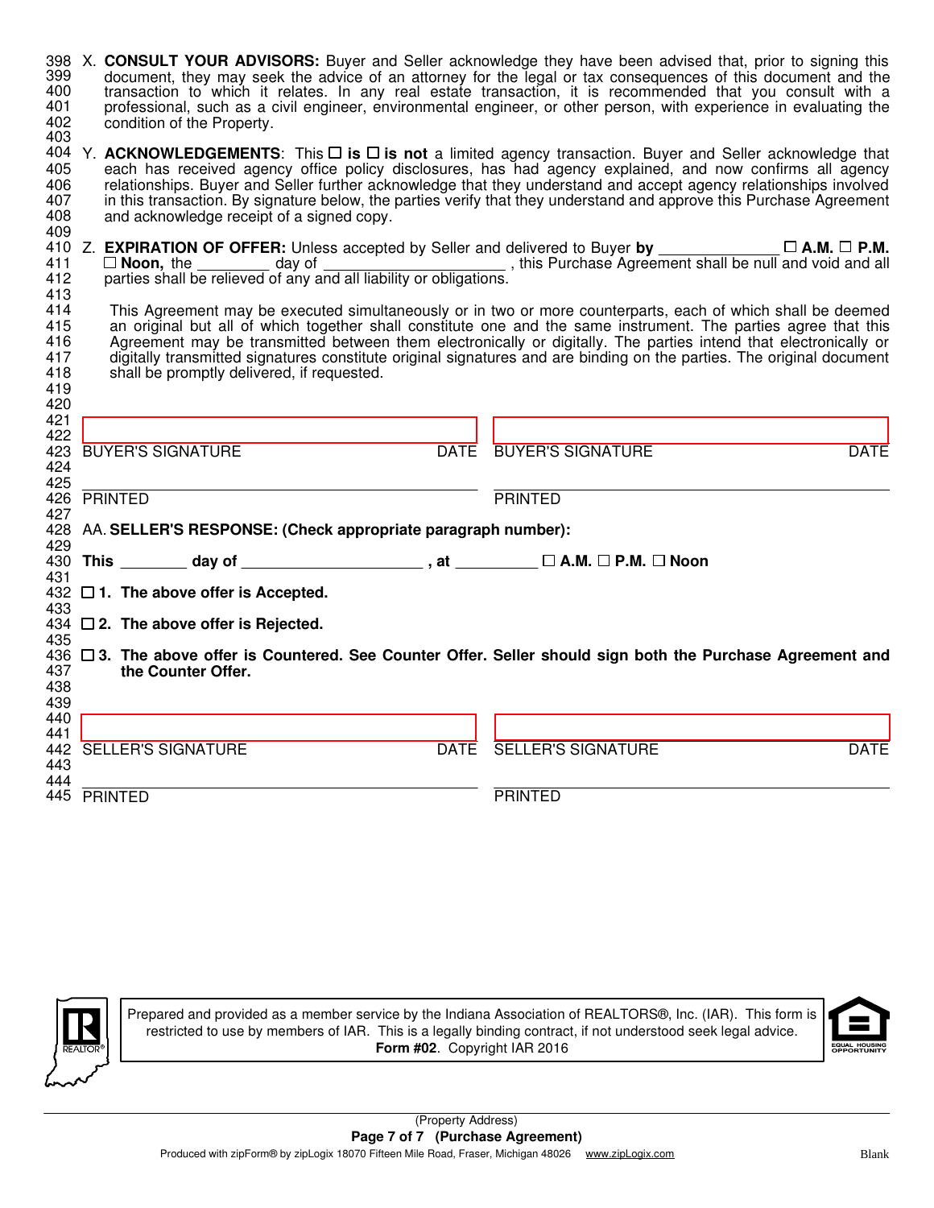X. **CONSULT YOUR ADVISORS:** Buyer and Seller acknowledge they have been advised that, prior to signing this document, they may seek the advice of an attorney for the legal or tax consequences of this document and the transaction to which it relates. In any real estate transaction, it is recommended that you consult with a professional, such as a civil engineer, environmental engineer, or other person, with experience in evaluating the condition of the Property.

Y. **ACKNOWLEDGEMENTS**: This ☐ **is** ☐ **is not** a limited agency transaction. Buyer and Seller acknowledge that each has received agency office policy disclosures, has had agency explained, and now confirms all agency relationships. Buyer and Seller further acknowledge that they understand and accept agency relationships involved in this transaction. By signature below, the parties verify that they understand and approve this Purchase Agreement and acknowledge receipt of a signed copy.

Z. **EXPIRATION OF OFFER:** Unless accepted by Seller and delivered to Buyer **by** ______________ ☐ **A.M.** ☐ **P.M.** ☐ **Noon,** the _________ day of ______________________ , this Purchase Agreement shall be null and void and all parties shall be relieved of any and all liability or obligations.

This Agreement may be executed simultaneously or in two or more counterparts, each of which shall be deemed an original but all of which together shall constitute one and the same instrument. The parties agree that this Agreement may be transmitted between them electronically or digitally. The parties intend that electronically or digitally transmitted signatures constitute original signatures and are binding on the parties. The original document shall be promptly delivered, if requested.

| | |
|---|---|
| BUYER'S SIGNATURE DATE | BUYER'S SIGNATURE DATE |
| PRINTED | PRINTED |

AA. **SELLER'S RESPONSE: (Check appropriate paragraph number):**

**This ________ day of ____________________ , at _________ ☐ A.M. ☐ P.M. ☐ Noon**

☐ **1. The above offer is Accepted.**

☐ **2. The above offer is Rejected.**

☐ **3. The above offer is Countered. See Counter Offer. Seller should sign both the Purchase Agreement and the Counter Offer.**

| | |
|---|---|
| SELLER'S SIGNATURE DATE | SELLER'S SIGNATURE DATE |
| PRINTED | PRINTED |

Prepared and provided as a member service by the Indiana Association of REALTORS®, Inc. (IAR). This form is restricted to use by members of IAR. This is a legally binding contract, if not understood seek legal advice. **Form #02**. Copyright IAR 2016

(Property Address)

**(Purchase Agreement)**

Produced with zipForm® by zipLogix 18070 Fifteen Mile Road, Fraser, Michigan 48026 www.zipLogix.com Blank